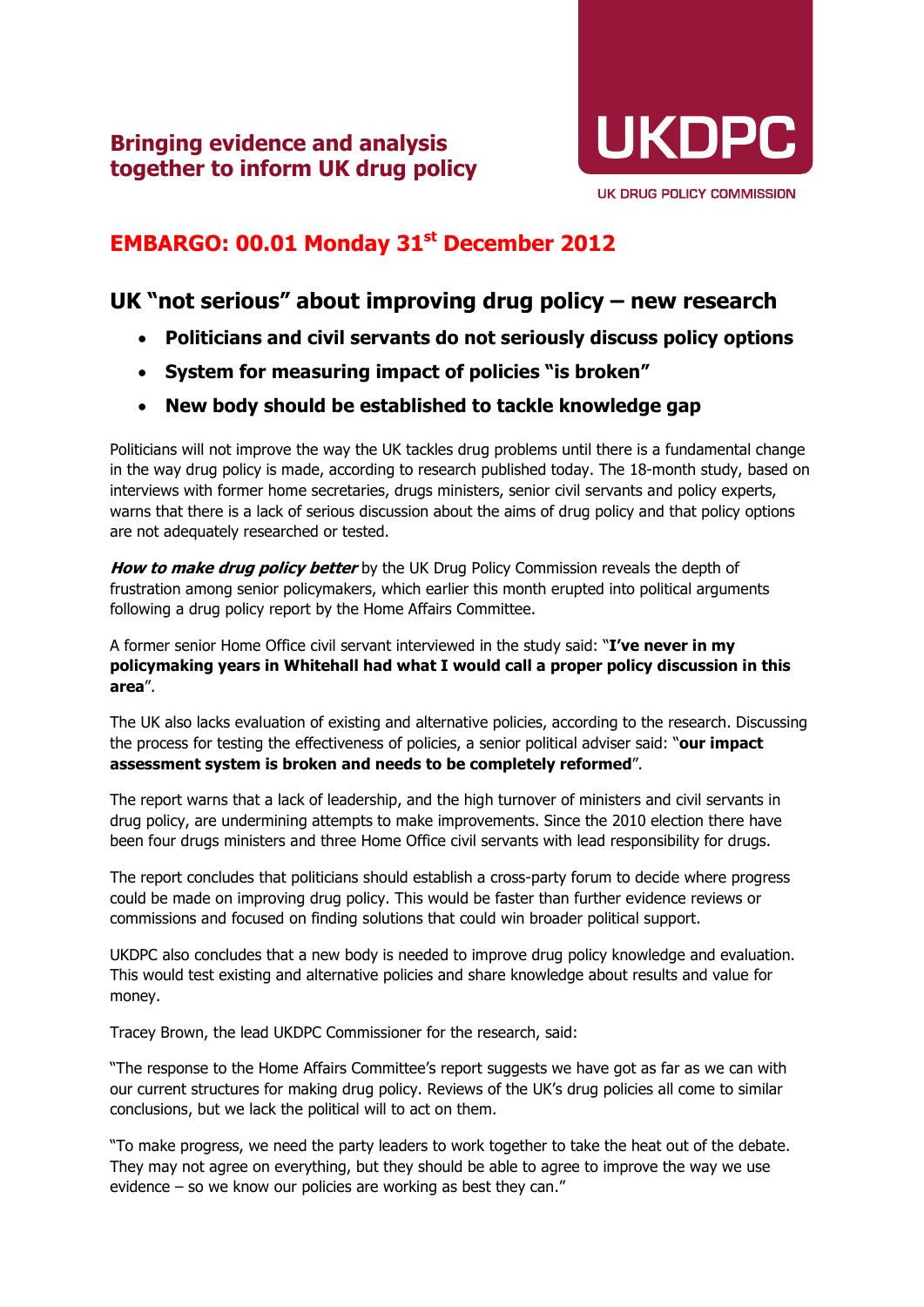**Bringing evidence and analysis together to inform UK drug policy**

**UKDPC**

UK DRUG POLICY COMMISSION

## EMBARGO: 00.01 Monday 31st December 2012

## UK "not serious" about improving drug policy – new research

- **Politicians and civil servants do not seriously discuss policy options**
- **System for measuring impact of policies "is broken"**
- **New body should be established to tackle knowledge gap**

Politicians will not improve the way the UK tackles drug problems until there is a fundamental change in the way drug policy is made, according to research published today. The 18-month study, based on interviews with former home secretaries, drugs ministers, senior civil servants and policy experts, warns that there is a lack of serious discussion about the aims of drug policy and that policy options are not adequately researched or tested.

***How to make drug policy better*** by the UK Drug Policy Commission reveals the depth of frustration among senior policymakers, which earlier this month erupted into political arguments following a drug policy report by the Home Affairs Committee.

A former senior Home Office civil servant interviewed in the study said: "**I've never in my policymaking years in Whitehall had what I would call a proper policy discussion in this area**".

The UK also lacks evaluation of existing and alternative policies, according to the research. Discussing the process for testing the effectiveness of policies, a senior political adviser said: "**our impact assessment system is broken and needs to be completely reformed**".

The report warns that a lack of leadership, and the high turnover of ministers and civil servants in drug policy, are undermining attempts to make improvements. Since the 2010 election there have been four drugs ministers and three Home Office civil servants with lead responsibility for drugs.

The report concludes that politicians should establish a cross-party forum to decide where progress could be made on improving drug policy. This would be faster than further evidence reviews or commissions and focused on finding solutions that could win broader political support.

UKDPC also concludes that a new body is needed to improve drug policy knowledge and evaluation. This would test existing and alternative policies and share knowledge about results and value for money.

Tracey Brown, the lead UKDPC Commissioner for the research, said:

"The response to the Home Affairs Committee's report suggests we have got as far as we can with our current structures for making drug policy. Reviews of the UK's drug policies all come to similar conclusions, but we lack the political will to act on them.

"To make progress, we need the party leaders to work together to take the heat out of the debate. They may not agree on everything, but they should be able to agree to improve the way we use evidence – so we know our policies are working as best they can."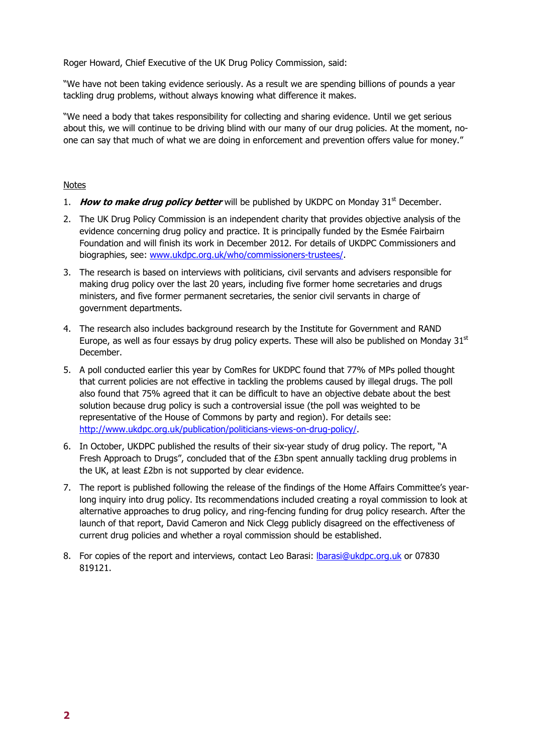Roger Howard, Chief Executive of the UK Drug Policy Commission, said:

"We have not been taking evidence seriously. As a result we are spending billions of pounds a year tackling drug problems, without always knowing what difference it makes.

"We need a body that takes responsibility for collecting and sharing evidence. Until we get serious about this, we will continue to be driving blind with our many of our drug policies. At the moment, no-one can say that much of what we are doing in enforcement and prevention offers value for money."

Notes

1. ***How to make drug policy better*** will be published by UKDPC on Monday 31st December.
2. The UK Drug Policy Commission is an independent charity that provides objective analysis of the evidence concerning drug policy and practice. It is principally funded by the Esmée Fairbairn Foundation and will finish its work in December 2012. For details of UKDPC Commissioners and biographies, see: www.ukdpc.org.uk/who/commissioners-trustees/.
3. The research is based on interviews with politicians, civil servants and advisers responsible for making drug policy over the last 20 years, including five former home secretaries and drugs ministers, and five former permanent secretaries, the senior civil servants in charge of government departments.
4. The research also includes background research by the Institute for Government and RAND Europe, as well as four essays by drug policy experts. These will also be published on Monday 31st December.
5. A poll conducted earlier this year by ComRes for UKDPC found that 77% of MPs polled thought that current policies are not effective in tackling the problems caused by illegal drugs. The poll also found that 75% agreed that it can be difficult to have an objective debate about the best solution because drug policy is such a controversial issue (the poll was weighted to be representative of the House of Commons by party and region). For details see: http://www.ukdpc.org.uk/publication/politicians-views-on-drug-policy/.
6. In October, UKDPC published the results of their six-year study of drug policy. The report, "A Fresh Approach to Drugs", concluded that of the £3bn spent annually tackling drug problems in the UK, at least £2bn is not supported by clear evidence.
7. The report is published following the release of the findings of the Home Affairs Committee's year-long inquiry into drug policy. Its recommendations included creating a royal commission to look at alternative approaches to drug policy, and ring-fencing funding for drug policy research. After the launch of that report, David Cameron and Nick Clegg publicly disagreed on the effectiveness of current drug policies and whether a royal commission should be established.
8. For copies of the report and interviews, contact Leo Barasi: lbarasi@ukdpc.org.uk or 07830 819121.